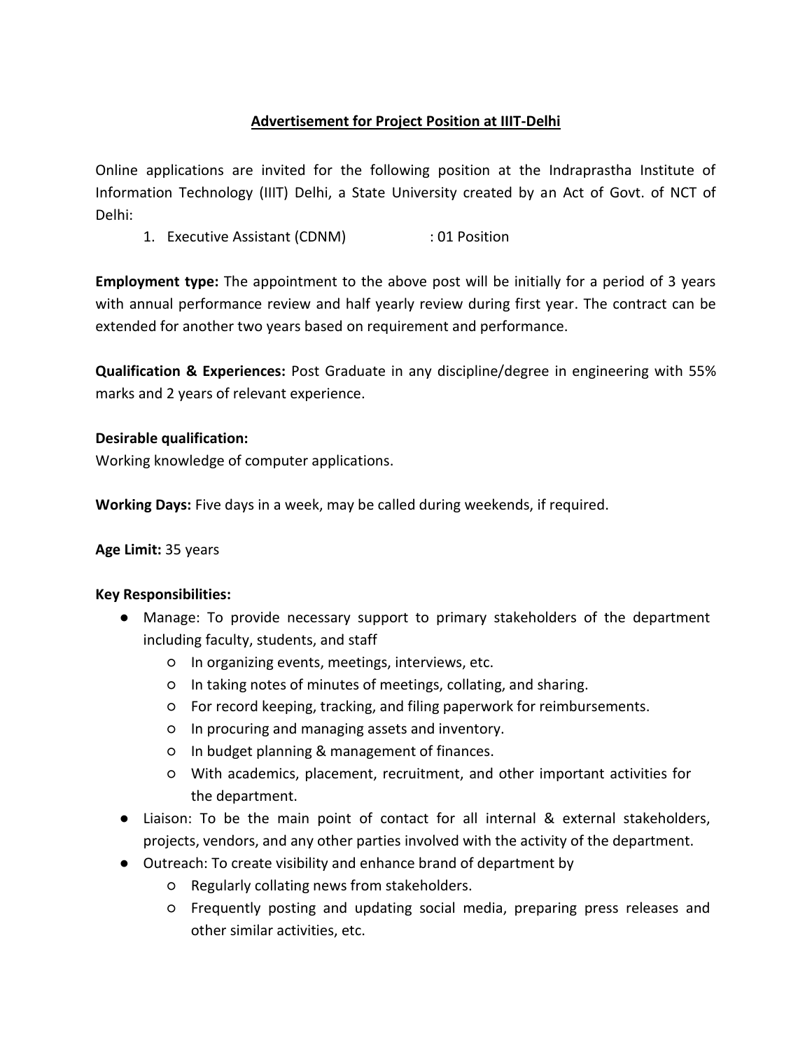# Advertisement for Project Position at IIIT-Delhi

Online applications are invited for the following position at the Indraprastha Institute of Information Technology (IIIT) Delhi, a State University created by an Act of Govt. of NCT of Delhi:

1. Executive Assistant (CDNM) : 01 Position

**Employment type:** The appointment to the above post will be initially for a period of 3 years with annual performance review and half yearly review during first year. The contract can be extended for another two years based on requirement and performance.

**Qualification & Experiences:** Post Graduate in any discipline/degree in engineering with 55% marks and 2 years of relevant experience.

**Desirable qualification:**
Working knowledge of computer applications.

**Working Days:** Five days in a week, may be called during weekends, if required.

**Age Limit:** 35 years

**Key Responsibilities:**

- Manage: To provide necessary support to primary stakeholders of the department including faculty, students, and staff
  - In organizing events, meetings, interviews, etc.
  - In taking notes of minutes of meetings, collating, and sharing.
  - For record keeping, tracking, and filing paperwork for reimbursements.
  - In procuring and managing assets and inventory.
  - In budget planning & management of finances.
  - With academics, placement, recruitment, and other important activities for the department.
- Liaison: To be the main point of contact for all internal & external stakeholders, projects, vendors, and any other parties involved with the activity of the department.
- Outreach: To create visibility and enhance brand of department by
  - Regularly collating news from stakeholders.
  - Frequently posting and updating social media, preparing press releases and other similar activities, etc.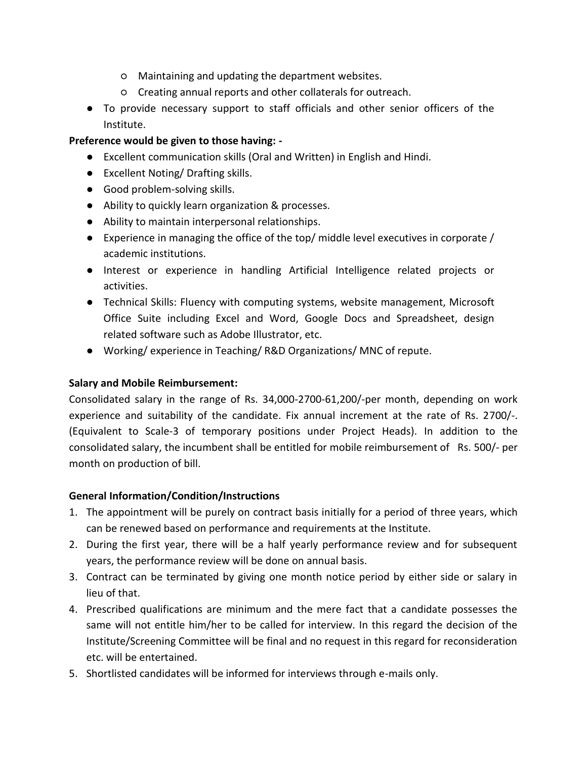- Maintaining and updating the department websites.
    - Creating annual reports and other collaterals for outreach.
- To provide necessary support to staff officials and other senior officers of the Institute.

**Preference would be given to those having: -**

- Excellent communication skills (Oral and Written) in English and Hindi.
- Excellent Noting/ Drafting skills.
- Good problem-solving skills.
- Ability to quickly learn organization & processes.
- Ability to maintain interpersonal relationships.
- Experience in managing the office of the top/ middle level executives in corporate / academic institutions.
- Interest or experience in handling Artificial Intelligence related projects or activities.
- Technical Skills: Fluency with computing systems, website management, Microsoft Office Suite including Excel and Word, Google Docs and Spreadsheet, design related software such as Adobe Illustrator, etc.
- Working/ experience in Teaching/ R&D Organizations/ MNC of repute.

**Salary and Mobile Reimbursement:**

Consolidated salary in the range of Rs. 34,000-2700-61,200/-per month, depending on work experience and suitability of the candidate. Fix annual increment at the rate of Rs. 2700/-. (Equivalent to Scale-3 of temporary positions under Project Heads). In addition to the consolidated salary, the incumbent shall be entitled for mobile reimbursement of Rs. 500/- per month on production of bill.

**General Information/Condition/Instructions**

1. The appointment will be purely on contract basis initially for a period of three years, which can be renewed based on performance and requirements at the Institute.
2. During the first year, there will be a half yearly performance review and for subsequent years, the performance review will be done on annual basis.
3. Contract can be terminated by giving one month notice period by either side or salary in lieu of that.
4. Prescribed qualifications are minimum and the mere fact that a candidate possesses the same will not entitle him/her to be called for interview. In this regard the decision of the Institute/Screening Committee will be final and no request in this regard for reconsideration etc. will be entertained.
5. Shortlisted candidates will be informed for interviews through e-mails only.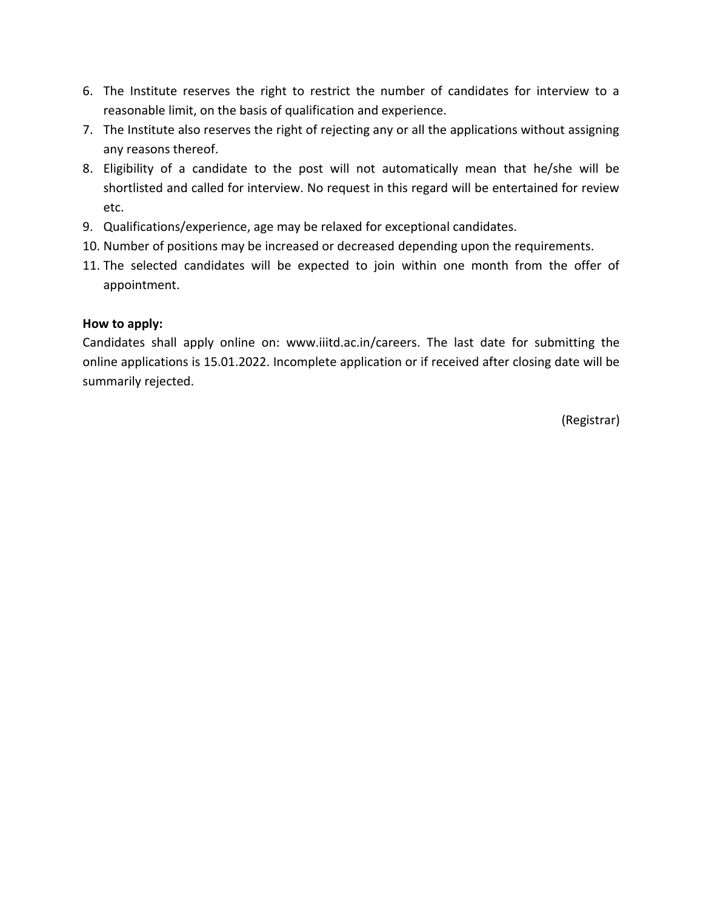6. The Institute reserves the right to restrict the number of candidates for interview to a reasonable limit, on the basis of qualification and experience.
7. The Institute also reserves the right of rejecting any or all the applications without assigning any reasons thereof.
8. Eligibility of a candidate to the post will not automatically mean that he/she will be shortlisted and called for interview. No request in this regard will be entertained for review etc.
9. Qualifications/experience, age may be relaxed for exceptional candidates.
10. Number of positions may be increased or decreased depending upon the requirements.
11. The selected candidates will be expected to join within one month from the offer of appointment.

**How to apply:**

Candidates shall apply online on: www.iiitd.ac.in/careers. The last date for submitting the online applications is 15.01.2022. Incomplete application or if received after closing date will be summarily rejected.

(Registrar)